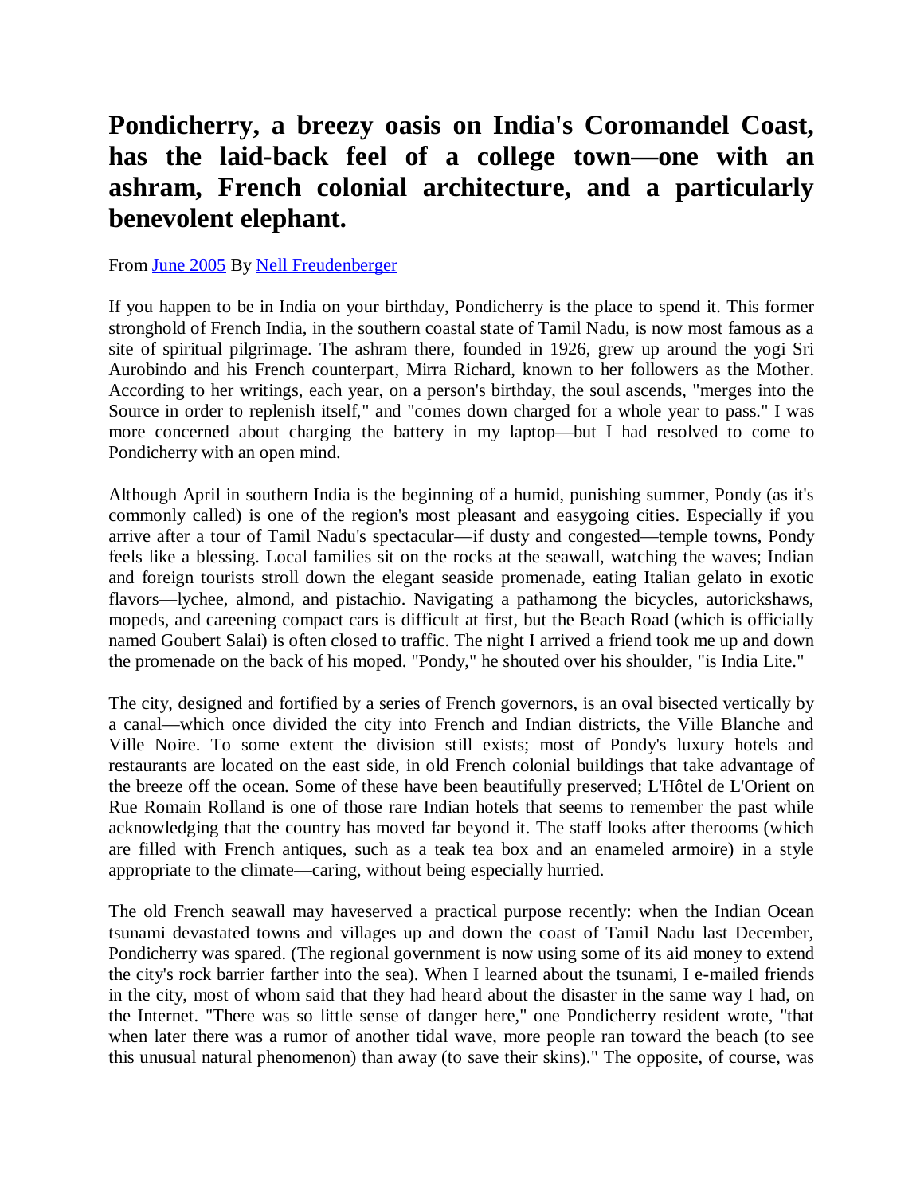# Pondicherry, a breezy oasis on India's Coromandel Coast, has the laid-back feel of a college town—one with an ashram, French colonial architecture, and a particularly benevolent elephant.

From June 2005 By Nell Freudenberger

If you happen to be in India on your birthday, Pondicherry is the place to spend it. This former stronghold of French India, in the southern coastal state of Tamil Nadu, is now most famous as a site of spiritual pilgrimage. The ashram there, founded in 1926, grew up around the yogi Sri Aurobindo and his French counterpart, Mirra Richard, known to her followers as the Mother. According to her writings, each year, on a person's birthday, the soul ascends, "merges into the Source in order to replenish itself," and "comes down charged for a whole year to pass." I was more concerned about charging the battery in my laptop—but I had resolved to come to Pondicherry with an open mind.

Although April in southern India is the beginning of a humid, punishing summer, Pondy (as it's commonly called) is one of the region's most pleasant and easygoing cities. Especially if you arrive after a tour of Tamil Nadu's spectacular—if dusty and congested—temple towns, Pondy feels like a blessing. Local families sit on the rocks at the seawall, watching the waves; Indian and foreign tourists stroll down the elegant seaside promenade, eating Italian gelato in exotic flavors—lychee, almond, and pistachio. Navigating a pathamong the bicycles, autorickshaws, mopeds, and careening compact cars is difficult at first, but the Beach Road (which is officially named Goubert Salai) is often closed to traffic. The night I arrived a friend took me up and down the promenade on the back of his moped. "Pondy," he shouted over his shoulder, "is India Lite."

The city, designed and fortified by a series of French governors, is an oval bisected vertically by a canal—which once divided the city into French and Indian districts, the Ville Blanche and Ville Noire. To some extent the division still exists; most of Pondy's luxury hotels and restaurants are located on the east side, in old French colonial buildings that take advantage of the breeze off the ocean. Some of these have been beautifully preserved; L'Hôtel de L'Orient on Rue Romain Rolland is one of those rare Indian hotels that seems to remember the past while acknowledging that the country has moved far beyond it. The staff looks after therooms (which are filled with French antiques, such as a teak tea box and an enameled armoire) in a style appropriate to the climate—caring, without being especially hurried.

The old French seawall may haveserved a practical purpose recently: when the Indian Ocean tsunami devastated towns and villages up and down the coast of Tamil Nadu last December, Pondicherry was spared. (The regional government is now using some of its aid money to extend the city's rock barrier farther into the sea). When I learned about the tsunami, I e-mailed friends in the city, most of whom said that they had heard about the disaster in the same way I had, on the Internet. "There was so little sense of danger here," one Pondicherry resident wrote, "that when later there was a rumor of another tidal wave, more people ran toward the beach (to see this unusual natural phenomenon) than away (to save their skins)." The opposite, of course, was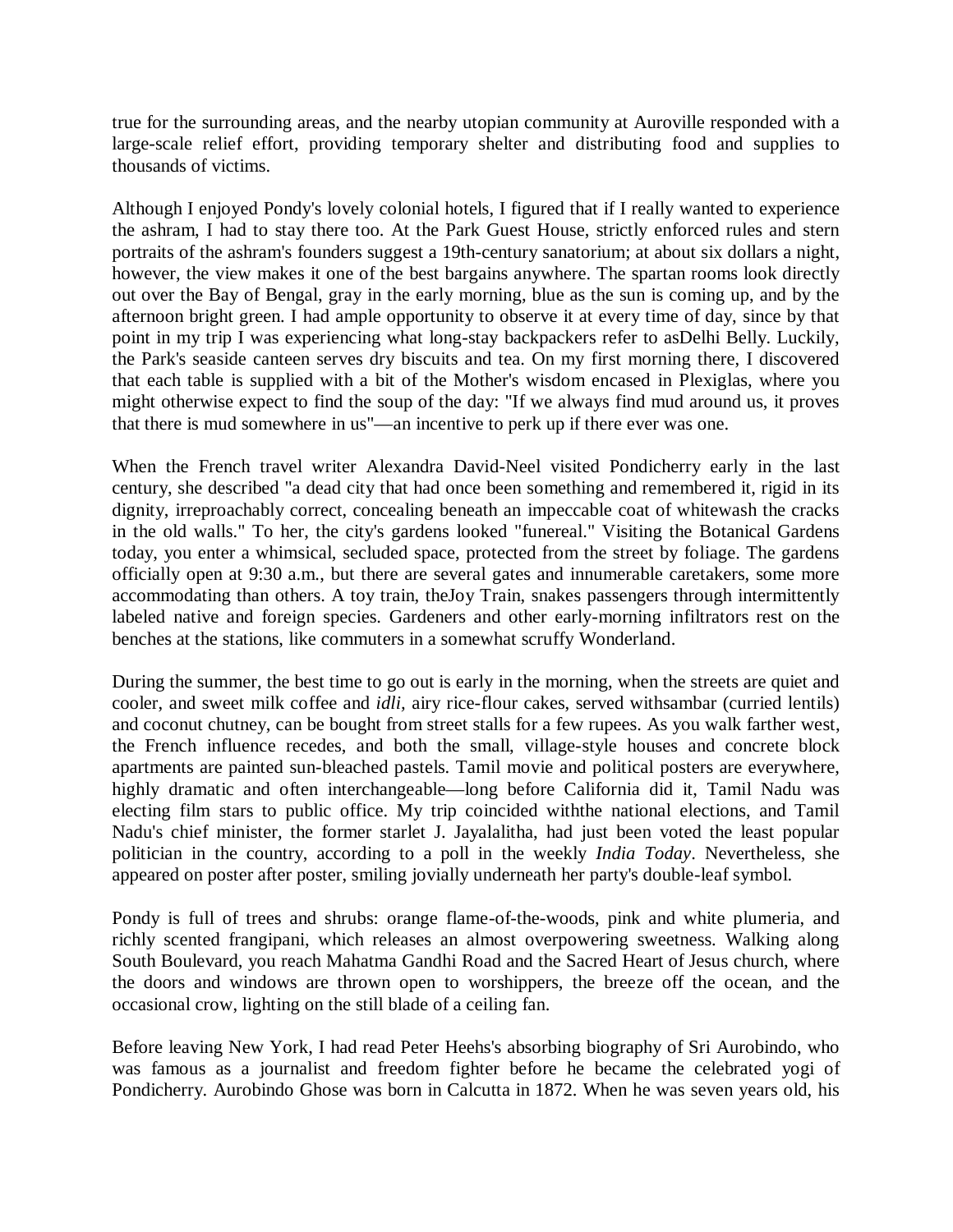true for the surrounding areas, and the nearby utopian community at Auroville responded with a large-scale relief effort, providing temporary shelter and distributing food and supplies to thousands of victims.

Although I enjoyed Pondy's lovely colonial hotels, I figured that if I really wanted to experience the ashram, I had to stay there too. At the Park Guest House, strictly enforced rules and stern portraits of the ashram's founders suggest a 19th-century sanatorium; at about six dollars a night, however, the view makes it one of the best bargains anywhere. The spartan rooms look directly out over the Bay of Bengal, gray in the early morning, blue as the sun is coming up, and by the afternoon bright green. I had ample opportunity to observe it at every time of day, since by that point in my trip I was experiencing what long-stay backpackers refer to asDelhi Belly. Luckily, the Park's seaside canteen serves dry biscuits and tea. On my first morning there, I discovered that each table is supplied with a bit of the Mother's wisdom encased in Plexiglas, where you might otherwise expect to find the soup of the day: "If we always find mud around us, it proves that there is mud somewhere in us"—an incentive to perk up if there ever was one.

When the French travel writer Alexandra David-Neel visited Pondicherry early in the last century, she described "a dead city that had once been something and remembered it, rigid in its dignity, irreproachably correct, concealing beneath an impeccable coat of whitewash the cracks in the old walls." To her, the city's gardens looked "funereal." Visiting the Botanical Gardens today, you enter a whimsical, secluded space, protected from the street by foliage. The gardens officially open at 9:30 a.m., but there are several gates and innumerable caretakers, some more accommodating than others. A toy train, theJoy Train, snakes passengers through intermittently labeled native and foreign species. Gardeners and other early-morning infiltrators rest on the benches at the stations, like commuters in a somewhat scruffy Wonderland.

During the summer, the best time to go out is early in the morning, when the streets are quiet and cooler, and sweet milk coffee and *idli,* airy rice-flour cakes, served withsambar (curried lentils) and coconut chutney, can be bought from street stalls for a few rupees. As you walk farther west, the French influence recedes, and both the small, village-style houses and concrete block apartments are painted sun-bleached pastels. Tamil movie and political posters are everywhere, highly dramatic and often interchangeable—long before California did it, Tamil Nadu was electing film stars to public office. My trip coincided withthe national elections, and Tamil Nadu's chief minister, the former starlet J. Jayalalitha, had just been voted the least popular politician in the country, according to a poll in the weekly *India Today*. Nevertheless, she appeared on poster after poster, smiling jovially underneath her party's double-leaf symbol.

Pondy is full of trees and shrubs: orange flame-of-the-woods, pink and white plumeria, and richly scented frangipani, which releases an almost overpowering sweetness. Walking along South Boulevard, you reach Mahatma Gandhi Road and the Sacred Heart of Jesus church, where the doors and windows are thrown open to worshippers, the breeze off the ocean, and the occasional crow, lighting on the still blade of a ceiling fan.

Before leaving New York, I had read Peter Heehs's absorbing biography of Sri Aurobindo, who was famous as a journalist and freedom fighter before he became the celebrated yogi of Pondicherry. Aurobindo Ghose was born in Calcutta in 1872. When he was seven years old, his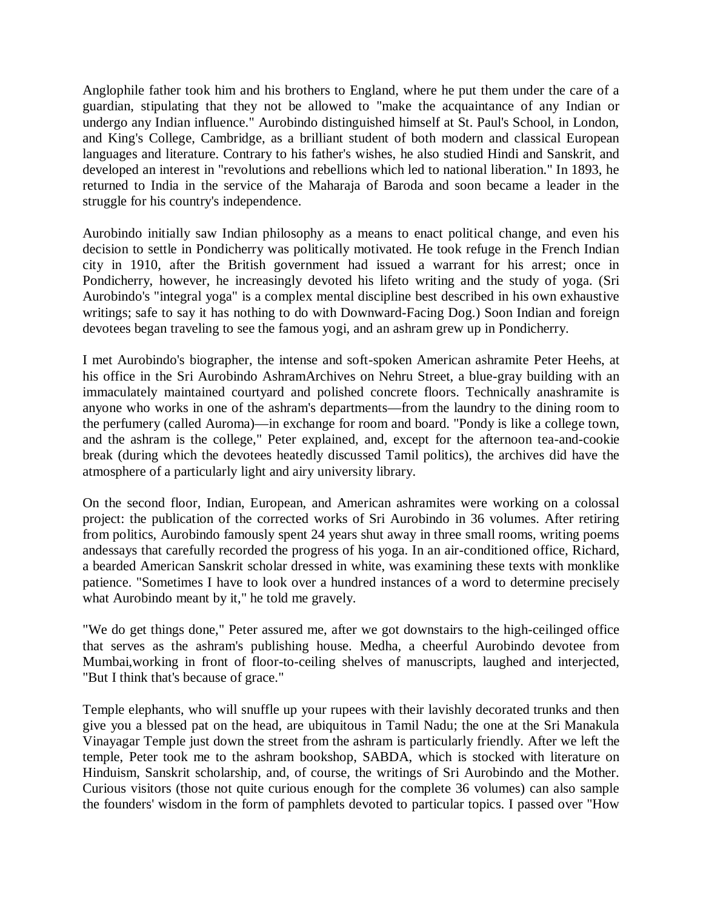Anglophile father took him and his brothers to England, where he put them under the care of a guardian, stipulating that they not be allowed to "make the acquaintance of any Indian or undergo any Indian influence." Aurobindo distinguished himself at St. Paul's School, in London, and King's College, Cambridge, as a brilliant student of both modern and classical European languages and literature. Contrary to his father's wishes, he also studied Hindi and Sanskrit, and developed an interest in "revolutions and rebellions which led to national liberation." In 1893, he returned to India in the service of the Maharaja of Baroda and soon became a leader in the struggle for his country's independence.

Aurobindo initially saw Indian philosophy as a means to enact political change, and even his decision to settle in Pondicherry was politically motivated. He took refuge in the French Indian city in 1910, after the British government had issued a warrant for his arrest; once in Pondicherry, however, he increasingly devoted his lifeto writing and the study of yoga. (Sri Aurobindo's "integral yoga" is a complex mental discipline best described in his own exhaustive writings; safe to say it has nothing to do with Downward-Facing Dog.) Soon Indian and foreign devotees began traveling to see the famous yogi, and an ashram grew up in Pondicherry.

I met Aurobindo's biographer, the intense and soft-spoken American ashramite Peter Heehs, at his office in the Sri Aurobindo AshramArchives on Nehru Street, a blue-gray building with an immaculately maintained courtyard and polished concrete floors. Technically anashramite is anyone who works in one of the ashram's departments—from the laundry to the dining room to the perfumery (called Auroma)—in exchange for room and board. "Pondy is like a college town, and the ashram is the college," Peter explained, and, except for the afternoon tea-and-cookie break (during which the devotees heatedly discussed Tamil politics), the archives did have the atmosphere of a particularly light and airy university library.

On the second floor, Indian, European, and American ashramites were working on a colossal project: the publication of the corrected works of Sri Aurobindo in 36 volumes. After retiring from politics, Aurobindo famously spent 24 years shut away in three small rooms, writing poems andessays that carefully recorded the progress of his yoga. In an air-conditioned office, Richard, a bearded American Sanskrit scholar dressed in white, was examining these texts with monklike patience. "Sometimes I have to look over a hundred instances of a word to determine precisely what Aurobindo meant by it," he told me gravely.

"We do get things done," Peter assured me, after we got downstairs to the high-ceilinged office that serves as the ashram's publishing house. Medha, a cheerful Aurobindo devotee from Mumbai,working in front of floor-to-ceiling shelves of manuscripts, laughed and interjected, "But I think that's because of grace."

Temple elephants, who will snuffle up your rupees with their lavishly decorated trunks and then give you a blessed pat on the head, are ubiquitous in Tamil Nadu; the one at the Sri Manakula Vinayagar Temple just down the street from the ashram is particularly friendly. After we left the temple, Peter took me to the ashram bookshop, SABDA, which is stocked with literature on Hinduism, Sanskrit scholarship, and, of course, the writings of Sri Aurobindo and the Mother. Curious visitors (those not quite curious enough for the complete 36 volumes) can also sample the founders' wisdom in the form of pamphlets devoted to particular topics. I passed over "How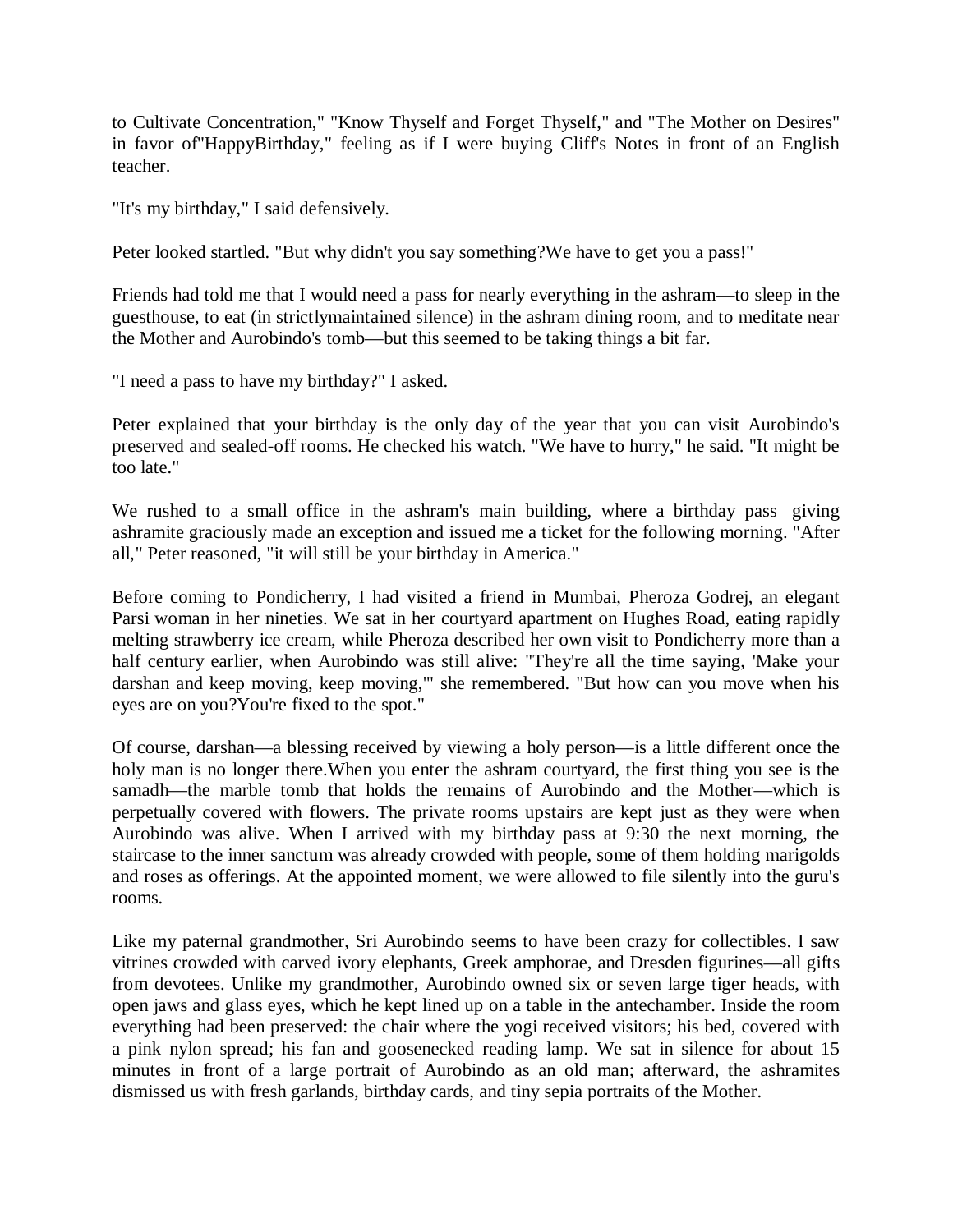to Cultivate Concentration," "Know Thyself and Forget Thyself," and "The Mother on Desires" in favor of"HappyBirthday," feeling as if I were buying Cliff's Notes in front of an English teacher.

"It's my birthday," I said defensively.

Peter looked startled. "But why didn't you say something?We have to get you a pass!"

Friends had told me that I would need a pass for nearly everything in the ashram—to sleep in the guesthouse, to eat (in strictlymaintained silence) in the ashram dining room, and to meditate near the Mother and Aurobindo's tomb—but this seemed to be taking things a bit far.

"I need a pass to have my birthday?" I asked.

Peter explained that your birthday is the only day of the year that you can visit Aurobindo's preserved and sealed-off rooms. He checked his watch. "We have to hurry," he said. "It might be too late."

We rushed to a small office in the ashram's main building, where a birthday pass giving ashramite graciously made an exception and issued me a ticket for the following morning. "After all," Peter reasoned, "it will still be your birthday in America."

Before coming to Pondicherry, I had visited a friend in Mumbai, Pheroza Godrej, an elegant Parsi woman in her nineties. We sat in her courtyard apartment on Hughes Road, eating rapidly melting strawberry ice cream, while Pheroza described her own visit to Pondicherry more than a half century earlier, when Aurobindo was still alive: "They're all the time saying, 'Make your darshan and keep moving, keep moving,'" she remembered. "But how can you move when his eyes are on you?You're fixed to the spot."

Of course, darshan—a blessing received by viewing a holy person—is a little different once the holy man is no longer there.When you enter the ashram courtyard, the first thing you see is the samadh—the marble tomb that holds the remains of Aurobindo and the Mother—which is perpetually covered with flowers. The private rooms upstairs are kept just as they were when Aurobindo was alive. When I arrived with my birthday pass at 9:30 the next morning, the staircase to the inner sanctum was already crowded with people, some of them holding marigolds and roses as offerings. At the appointed moment, we were allowed to file silently into the guru's rooms.

Like my paternal grandmother, Sri Aurobindo seems to have been crazy for collectibles. I saw vitrines crowded with carved ivory elephants, Greek amphorae, and Dresden figurines—all gifts from devotees. Unlike my grandmother, Aurobindo owned six or seven large tiger heads, with open jaws and glass eyes, which he kept lined up on a table in the antechamber. Inside the room everything had been preserved: the chair where the yogi received visitors; his bed, covered with a pink nylon spread; his fan and goosenecked reading lamp. We sat in silence for about 15 minutes in front of a large portrait of Aurobindo as an old man; afterward, the ashramites dismissed us with fresh garlands, birthday cards, and tiny sepia portraits of the Mother.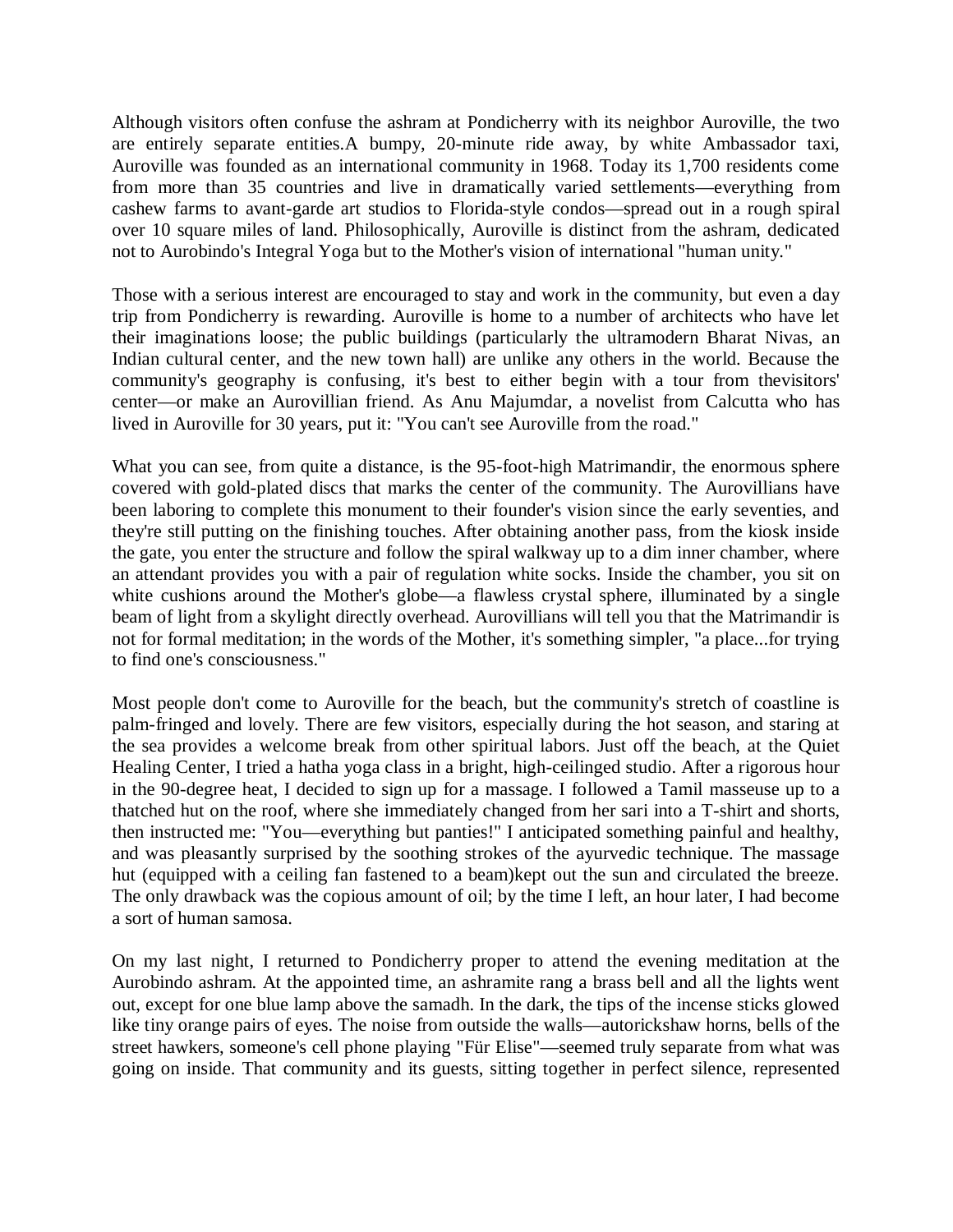Although visitors often confuse the ashram at Pondicherry with its neighbor Auroville, the two are entirely separate entities.A bumpy, 20-minute ride away, by white Ambassador taxi, Auroville was founded as an international community in 1968. Today its 1,700 residents come from more than 35 countries and live in dramatically varied settlements—everything from cashew farms to avant-garde art studios to Florida-style condos—spread out in a rough spiral over 10 square miles of land. Philosophically, Auroville is distinct from the ashram, dedicated not to Aurobindo's Integral Yoga but to the Mother's vision of international "human unity."

Those with a serious interest are encouraged to stay and work in the community, but even a day trip from Pondicherry is rewarding. Auroville is home to a number of architects who have let their imaginations loose; the public buildings (particularly the ultramodern Bharat Nivas, an Indian cultural center, and the new town hall) are unlike any others in the world. Because the community's geography is confusing, it's best to either begin with a tour from thevisitors' center—or make an Aurovillian friend. As Anu Majumdar, a novelist from Calcutta who has lived in Auroville for 30 years, put it: "You can't see Auroville from the road."

What you can see, from quite a distance, is the 95-foot-high Matrimandir, the enormous sphere covered with gold-plated discs that marks the center of the community. The Aurovillians have been laboring to complete this monument to their founder's vision since the early seventies, and they're still putting on the finishing touches. After obtaining another pass, from the kiosk inside the gate, you enter the structure and follow the spiral walkway up to a dim inner chamber, where an attendant provides you with a pair of regulation white socks. Inside the chamber, you sit on white cushions around the Mother's globe—a flawless crystal sphere, illuminated by a single beam of light from a skylight directly overhead. Aurovillians will tell you that the Matrimandir is not for formal meditation; in the words of the Mother, it's something simpler, "a place...for trying to find one's consciousness."

Most people don't come to Auroville for the beach, but the community's stretch of coastline is palm-fringed and lovely. There are few visitors, especially during the hot season, and staring at the sea provides a welcome break from other spiritual labors. Just off the beach, at the Quiet Healing Center, I tried a hatha yoga class in a bright, high-ceilinged studio. After a rigorous hour in the 90-degree heat, I decided to sign up for a massage. I followed a Tamil masseuse up to a thatched hut on the roof, where she immediately changed from her sari into a T-shirt and shorts, then instructed me: "You—everything but panties!" I anticipated something painful and healthy, and was pleasantly surprised by the soothing strokes of the ayurvedic technique. The massage hut (equipped with a ceiling fan fastened to a beam)kept out the sun and circulated the breeze. The only drawback was the copious amount of oil; by the time I left, an hour later, I had become a sort of human samosa.

On my last night, I returned to Pondicherry proper to attend the evening meditation at the Aurobindo ashram. At the appointed time, an ashramite rang a brass bell and all the lights went out, except for one blue lamp above the samadh. In the dark, the tips of the incense sticks glowed like tiny orange pairs of eyes. The noise from outside the walls—autorickshaw horns, bells of the street hawkers, someone's cell phone playing "Für Elise"—seemed truly separate from what was going on inside. That community and its guests, sitting together in perfect silence, represented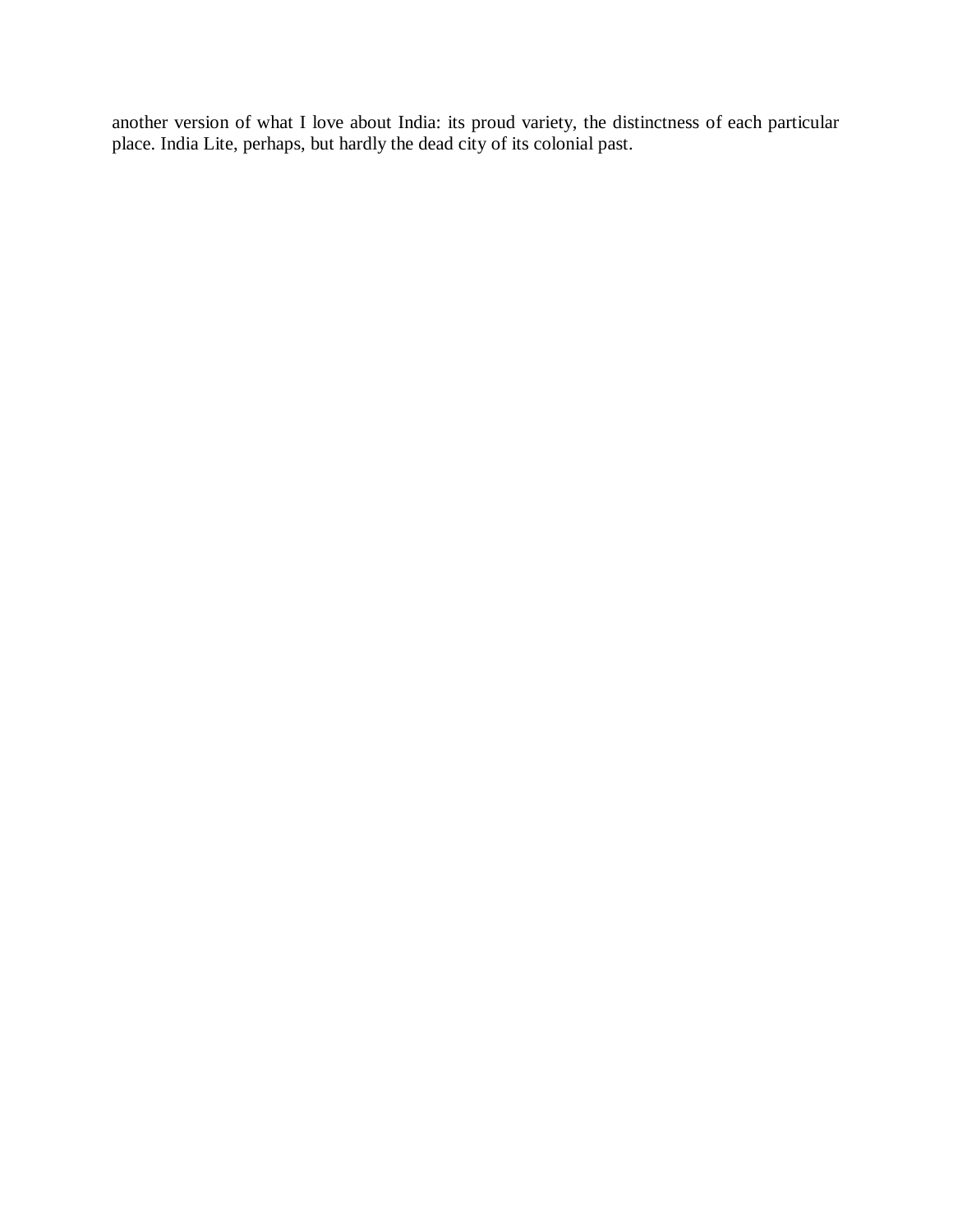another version of what I love about India: its proud variety, the distinctness of each particular place. India Lite, perhaps, but hardly the dead city of its colonial past.